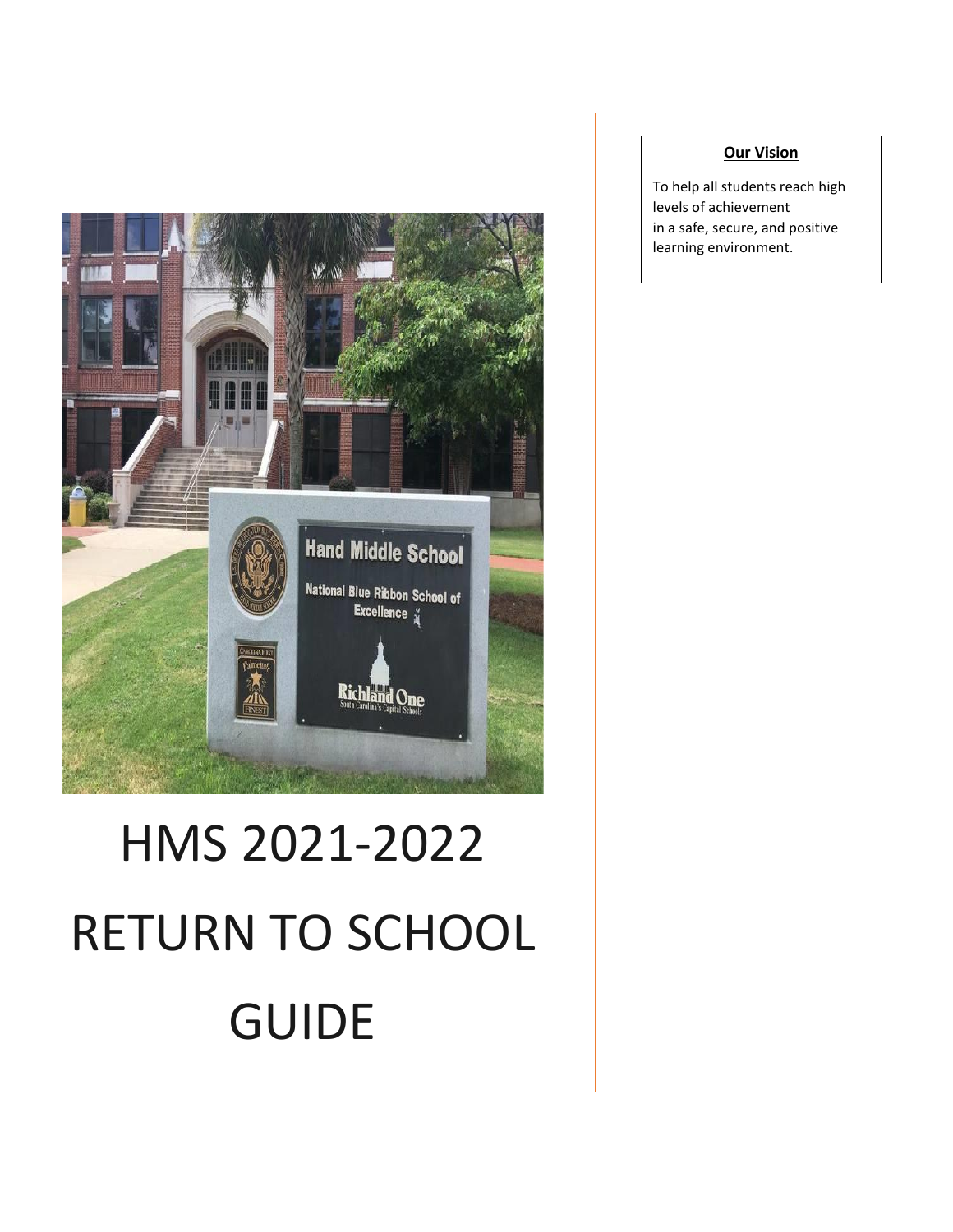# HMS 2021-2022 RETURN TO SCHOOL GUIDE

**Our Vision**

To help all students reach high levels of achievement in a safe, secure, and positive learning environment.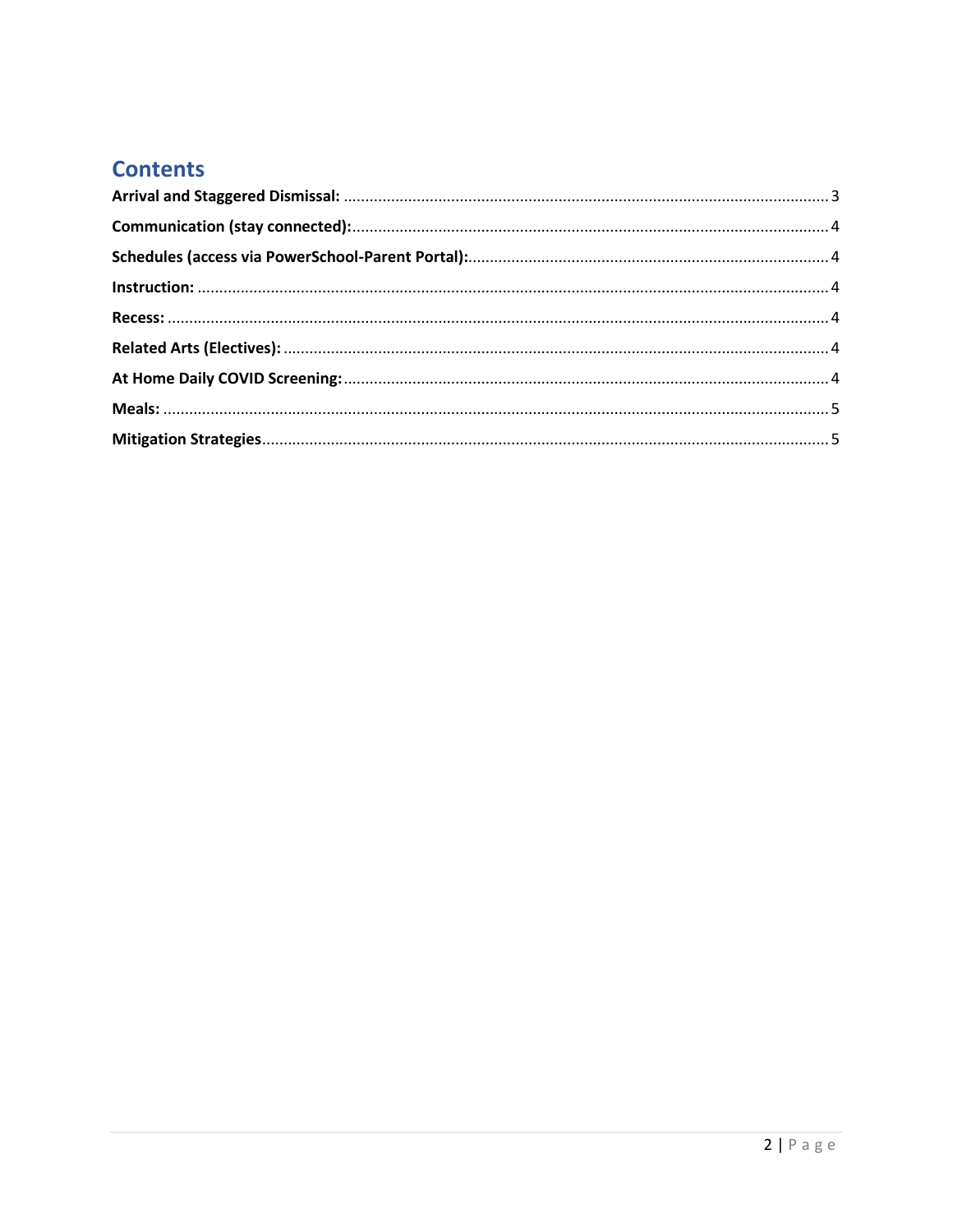## Contents

**Arrival and Staggered Dismissal:** ........................................................................ 3

**Communication (stay connected):** ........................................................................ 4

**Schedules (access via PowerSchool-Parent Portal):** ........................................................................ 4

**Instruction:** ........................................................................ 4

**Recess:** ........................................................................ 4

**Related Arts (Electives):** ........................................................................ 4

**At Home Daily COVID Screening:** ........................................................................ 4

**Meals:** ........................................................................ 5

**Mitigation Strategies** ........................................................................ 5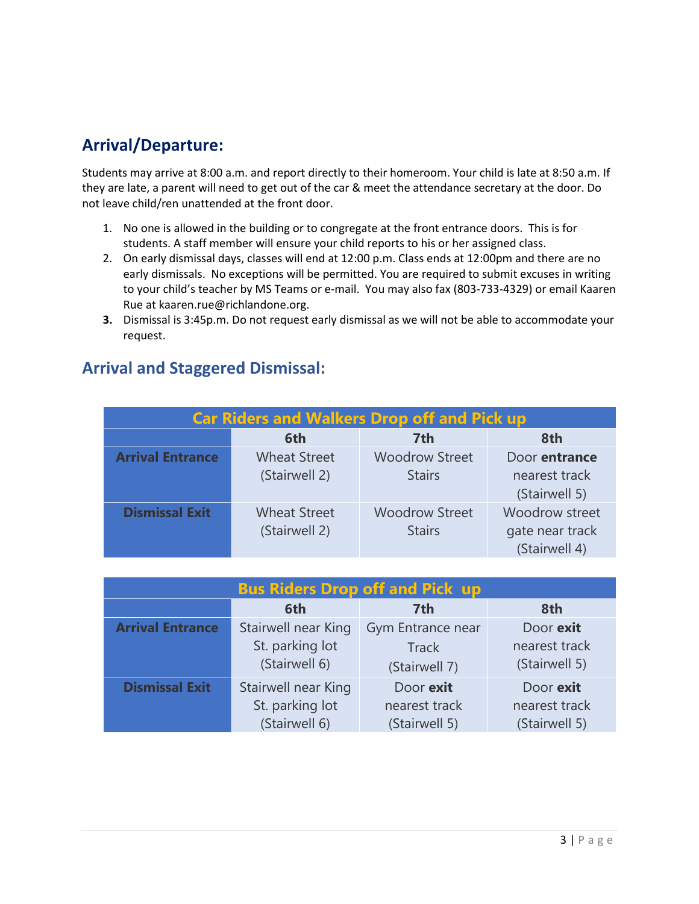## Arrival/Departure:

Students may arrive at 8:00 a.m. and report directly to their homeroom. Your child is late at 8:50 a.m. If they are late, a parent will need to get out of the car & meet the attendance secretary at the door. Do not leave child/ren unattended at the front door.

1. No one is allowed in the building or to congregate at the front entrance doors. This is for students. A staff member will ensure your child reports to his or her assigned class.
2. On early dismissal days, classes will end at 12:00 p.m. Class ends at 12:00pm and there are no early dismissals. No exceptions will be permitted. You are required to submit excuses in writing to your child's teacher by MS Teams or e-mail. You may also fax (803-733-4329) or email Kaaren Rue at kaaren.rue@richlandone.org.
3. Dismissal is 3:45p.m. Do not request early dismissal as we will not be able to accommodate your request.

## Arrival and Staggered Dismissal:

| Car Riders and Walkers Drop off and Pick up | | | |
|---|---|---|---|
| | **6th** | **7th** | **8th** |
| **Arrival Entrance** | Wheat Street (Stairwell 2) | Woodrow Street Stairs | Door **entrance** nearest track (Stairwell 5) |
| **Dismissal Exit** | Wheat Street (Stairwell 2) | Woodrow Street Stairs | Woodrow street gate near track (Stairwell 4) |

| Bus Riders Drop off and Pick up | | | |
|---|---|---|---|
| | **6th** | **7th** | **8th** |
| **Arrival Entrance** | Stairwell near King St. parking lot (Stairwell 6) | Gym Entrance near Track (Stairwell 7) | Door **exit** nearest track (Stairwell 5) |
| **Dismissal Exit** | Stairwell near King St. parking lot (Stairwell 6) | Door **exit** nearest track (Stairwell 5) | Door **exit** nearest track (Stairwell 5) |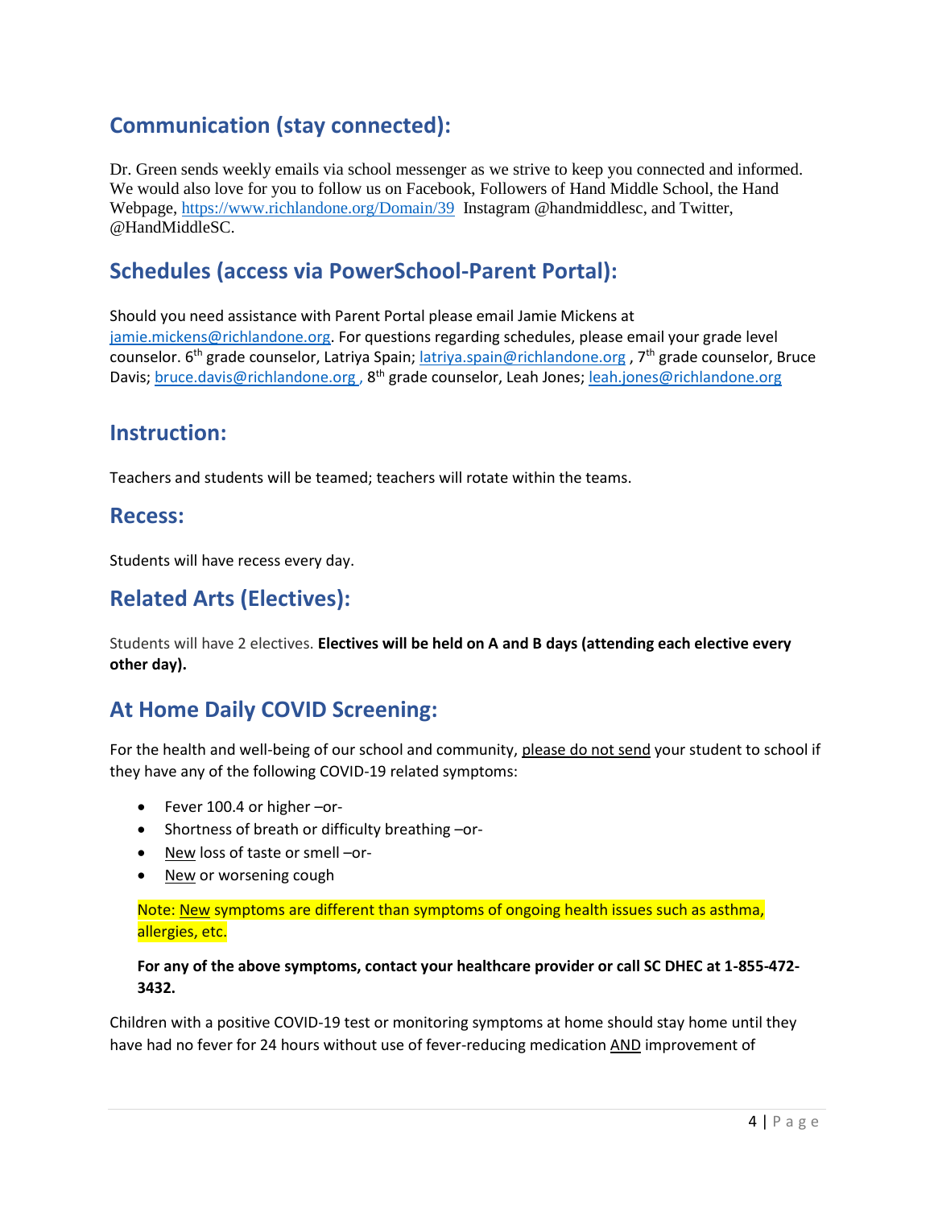## Communication (stay connected):

Dr. Green sends weekly emails via school messenger as we strive to keep you connected and informed. We would also love for you to follow us on Facebook, Followers of Hand Middle School, the Hand Webpage, https://www.richlandone.org/Domain/39 Instagram @handmiddlesc, and Twitter, @HandMiddleSC.

## Schedules (access via PowerSchool-Parent Portal):

Should you need assistance with Parent Portal please email Jamie Mickens at jamie.mickens@richlandone.org. For questions regarding schedules, please email your grade level counselor. 6th grade counselor, Latriya Spain; latriya.spain@richlandone.org , 7th grade counselor, Bruce Davis; bruce.davis@richlandone.org , 8th grade counselor, Leah Jones; leah.jones@richlandone.org

## Instruction:

Teachers and students will be teamed; teachers will rotate within the teams.

## Recess:

Students will have recess every day.

## Related Arts (Electives):

Students will have 2 electives. **Electives will be held on A and B days (attending each elective every other day).**

## At Home Daily COVID Screening:

For the health and well-being of our school and community, please do not send your student to school if they have any of the following COVID-19 related symptoms:

- Fever 100.4 or higher –or-
- Shortness of breath or difficulty breathing –or-
- New loss of taste or smell –or-
- New or worsening cough

Note: New symptoms are different than symptoms of ongoing health issues such as asthma, allergies, etc.

**For any of the above symptoms, contact your healthcare provider or call SC DHEC at 1-855-472-3432.**

Children with a positive COVID-19 test or monitoring symptoms at home should stay home until they have had no fever for 24 hours without use of fever-reducing medication AND improvement of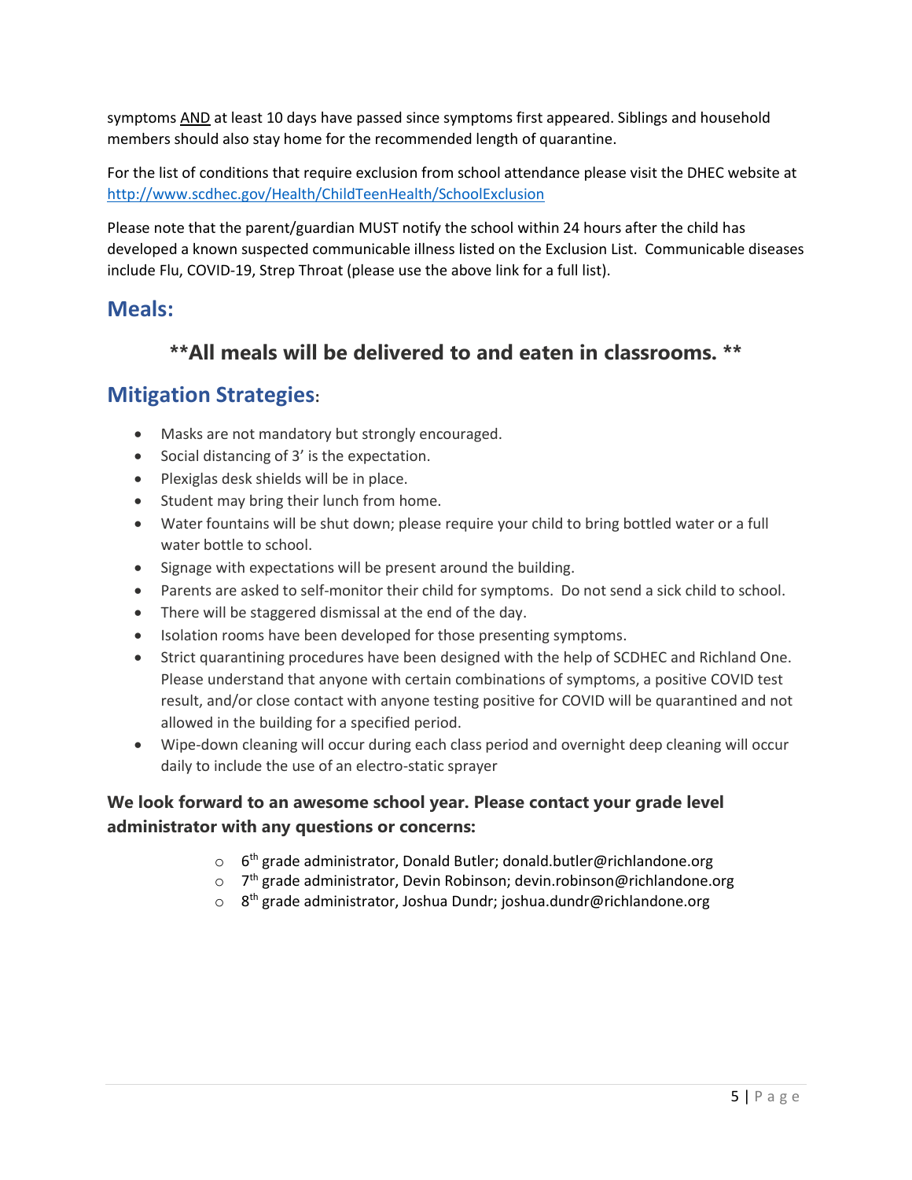symptoms AND at least 10 days have passed since symptoms first appeared. Siblings and household members should also stay home for the recommended length of quarantine.

For the list of conditions that require exclusion from school attendance please visit the DHEC website at http://www.scdhec.gov/Health/ChildTeenHealth/SchoolExclusion

Please note that the parent/guardian MUST notify the school within 24 hours after the child has developed a known suspected communicable illness listed on the Exclusion List. Communicable diseases include Flu, COVID-19, Strep Throat (please use the above link for a full list).

## Meals:

**\*\*All meals will be delivered to and eaten in classrooms. \*\***

## Mitigation Strategies:

- Masks are not mandatory but strongly encouraged.
- Social distancing of 3' is the expectation.
- Plexiglas desk shields will be in place.
- Student may bring their lunch from home.
- Water fountains will be shut down; please require your child to bring bottled water or a full water bottle to school.
- Signage with expectations will be present around the building.
- Parents are asked to self-monitor their child for symptoms. Do not send a sick child to school.
- There will be staggered dismissal at the end of the day.
- Isolation rooms have been developed for those presenting symptoms.
- Strict quarantining procedures have been designed with the help of SCDHEC and Richland One. Please understand that anyone with certain combinations of symptoms, a positive COVID test result, and/or close contact with anyone testing positive for COVID will be quarantined and not allowed in the building for a specified period.
- Wipe-down cleaning will occur during each class period and overnight deep cleaning will occur daily to include the use of an electro-static sprayer

**We look forward to an awesome school year. Please contact your grade level administrator with any questions or concerns:**

- 6th grade administrator, Donald Butler; donald.butler@richlandone.org
- 7th grade administrator, Devin Robinson; devin.robinson@richlandone.org
- 8th grade administrator, Joshua Dundr; joshua.dundr@richlandone.org